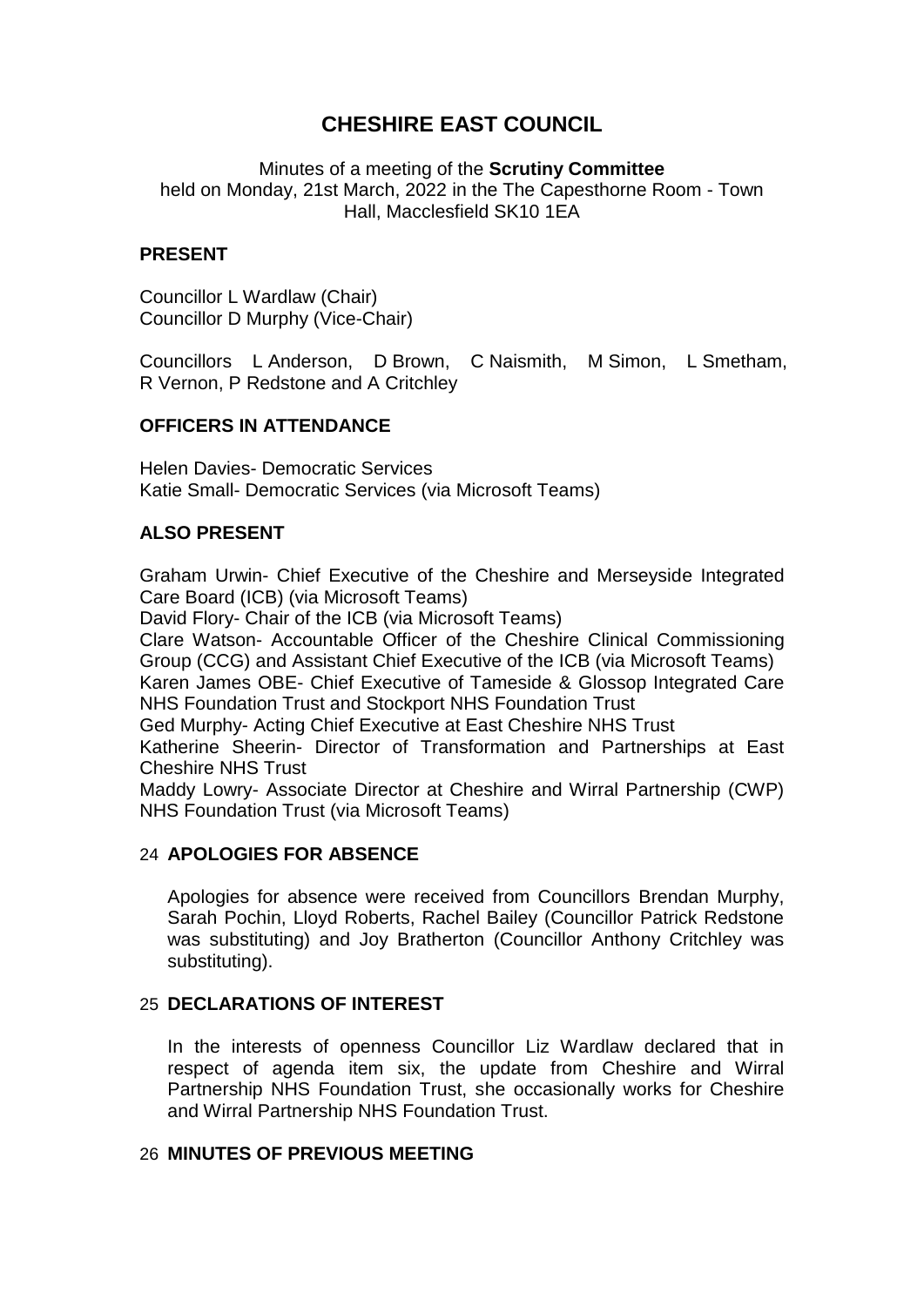# CHESHIRE EAST COUNCIL

Minutes of a meeting of the **Scrutiny Committee**
held on Monday, 21st March, 2022 in the The Capesthorne Room - Town Hall, Macclesfield SK10 1EA

## PRESENT

Councillor L Wardlaw (Chair)
Councillor D Murphy (Vice-Chair)

Councillors L Anderson, D Brown, C Naismith, M Simon, L Smetham, R Vernon, P Redstone and A Critchley

## OFFICERS IN ATTENDANCE

Helen Davies- Democratic Services
Katie Small- Democratic Services (via Microsoft Teams)

## ALSO PRESENT

Graham Urwin- Chief Executive of the Cheshire and Merseyside Integrated Care Board (ICB) (via Microsoft Teams)
David Flory- Chair of the ICB (via Microsoft Teams)
Clare Watson- Accountable Officer of the Cheshire Clinical Commissioning Group (CCG) and Assistant Chief Executive of the ICB (via Microsoft Teams)
Karen James OBE- Chief Executive of Tameside & Glossop Integrated Care NHS Foundation Trust and Stockport NHS Foundation Trust
Ged Murphy- Acting Chief Executive at East Cheshire NHS Trust
Katherine Sheerin- Director of Transformation and Partnerships at East Cheshire NHS Trust
Maddy Lowry- Associate Director at Cheshire and Wirral Partnership (CWP) NHS Foundation Trust (via Microsoft Teams)

## 24 APOLOGIES FOR ABSENCE

Apologies for absence were received from Councillors Brendan Murphy, Sarah Pochin, Lloyd Roberts, Rachel Bailey (Councillor Patrick Redstone was substituting) and Joy Bratherton (Councillor Anthony Critchley was substituting).

## 25 DECLARATIONS OF INTEREST

In the interests of openness Councillor Liz Wardlaw declared that in respect of agenda item six, the update from Cheshire and Wirral Partnership NHS Foundation Trust, she occasionally works for Cheshire and Wirral Partnership NHS Foundation Trust.

## 26 MINUTES OF PREVIOUS MEETING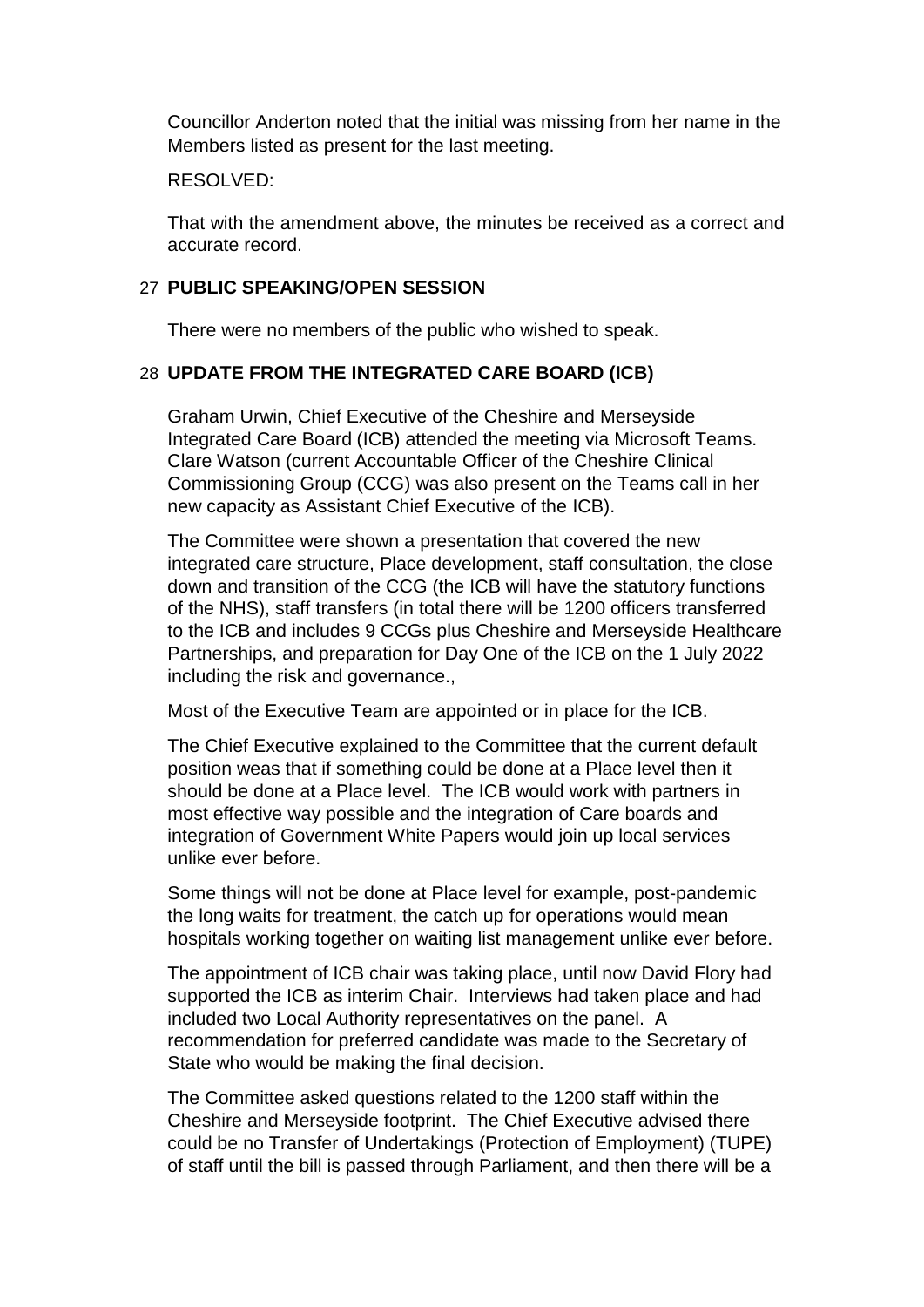Councillor Anderton noted that the initial was missing from her name in the Members listed as present for the last meeting.

RESOLVED:

That with the amendment above, the minutes be received as a correct and accurate record.

## 27 **PUBLIC SPEAKING/OPEN SESSION**

There were no members of the public who wished to speak.

## 28 **UPDATE FROM THE INTEGRATED CARE BOARD (ICB)**

Graham Urwin, Chief Executive of the Cheshire and Merseyside Integrated Care Board (ICB) attended the meeting via Microsoft Teams. Clare Watson (current Accountable Officer of the Cheshire Clinical Commissioning Group (CCG) was also present on the Teams call in her new capacity as Assistant Chief Executive of the ICB).

The Committee were shown a presentation that covered the new integrated care structure, Place development, staff consultation, the close down and transition of the CCG (the ICB will have the statutory functions of the NHS), staff transfers (in total there will be 1200 officers transferred to the ICB and includes 9 CCGs plus Cheshire and Merseyside Healthcare Partnerships, and preparation for Day One of the ICB on the 1 July 2022 including the risk and governance.,

Most of the Executive Team are appointed or in place for the ICB.

The Chief Executive explained to the Committee that the current default position weas that if something could be done at a Place level then it should be done at a Place level. The ICB would work with partners in most effective way possible and the integration of Care boards and integration of Government White Papers would join up local services unlike ever before.

Some things will not be done at Place level for example, post-pandemic the long waits for treatment, the catch up for operations would mean hospitals working together on waiting list management unlike ever before.

The appointment of ICB chair was taking place, until now David Flory had supported the ICB as interim Chair. Interviews had taken place and had included two Local Authority representatives on the panel. A recommendation for preferred candidate was made to the Secretary of State who would be making the final decision.

The Committee asked questions related to the 1200 staff within the Cheshire and Merseyside footprint. The Chief Executive advised there could be no Transfer of Undertakings (Protection of Employment) (TUPE) of staff until the bill is passed through Parliament, and then there will be a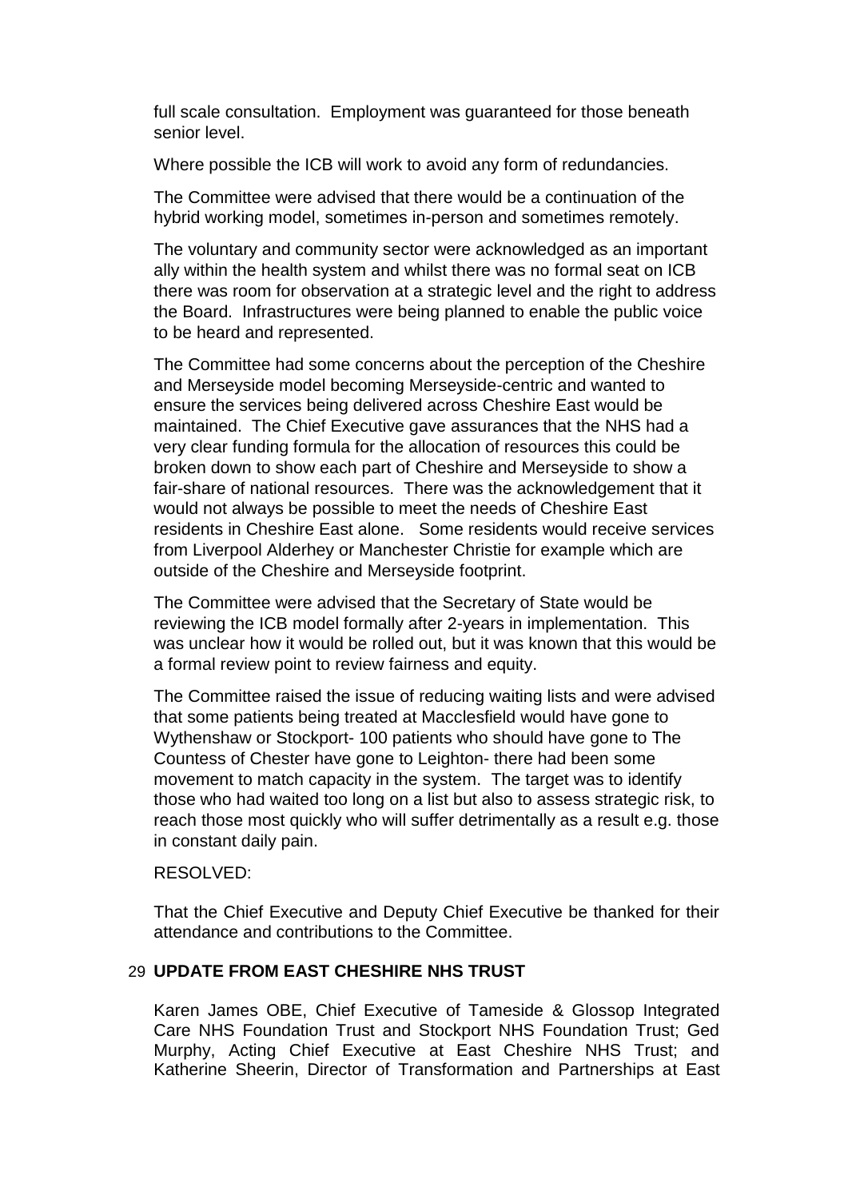full scale consultation. Employment was guaranteed for those beneath senior level.

Where possible the ICB will work to avoid any form of redundancies.

The Committee were advised that there would be a continuation of the hybrid working model, sometimes in-person and sometimes remotely.

The voluntary and community sector were acknowledged as an important ally within the health system and whilst there was no formal seat on ICB there was room for observation at a strategic level and the right to address the Board. Infrastructures were being planned to enable the public voice to be heard and represented.

The Committee had some concerns about the perception of the Cheshire and Merseyside model becoming Merseyside-centric and wanted to ensure the services being delivered across Cheshire East would be maintained. The Chief Executive gave assurances that the NHS had a very clear funding formula for the allocation of resources this could be broken down to show each part of Cheshire and Merseyside to show a fair-share of national resources. There was the acknowledgement that it would not always be possible to meet the needs of Cheshire East residents in Cheshire East alone. Some residents would receive services from Liverpool Alderhey or Manchester Christie for example which are outside of the Cheshire and Merseyside footprint.

The Committee were advised that the Secretary of State would be reviewing the ICB model formally after 2-years in implementation. This was unclear how it would be rolled out, but it was known that this would be a formal review point to review fairness and equity.

The Committee raised the issue of reducing waiting lists and were advised that some patients being treated at Macclesfield would have gone to Wythenshaw or Stockport- 100 patients who should have gone to The Countess of Chester have gone to Leighton- there had been some movement to match capacity in the system. The target was to identify those who had waited too long on a list but also to assess strategic risk, to reach those most quickly who will suffer detrimentally as a result e.g. those in constant daily pain.

RESOLVED:

That the Chief Executive and Deputy Chief Executive be thanked for their attendance and contributions to the Committee.

## 29 UPDATE FROM EAST CHESHIRE NHS TRUST

Karen James OBE, Chief Executive of Tameside & Glossop Integrated Care NHS Foundation Trust and Stockport NHS Foundation Trust; Ged Murphy, Acting Chief Executive at East Cheshire NHS Trust; and Katherine Sheerin, Director of Transformation and Partnerships at East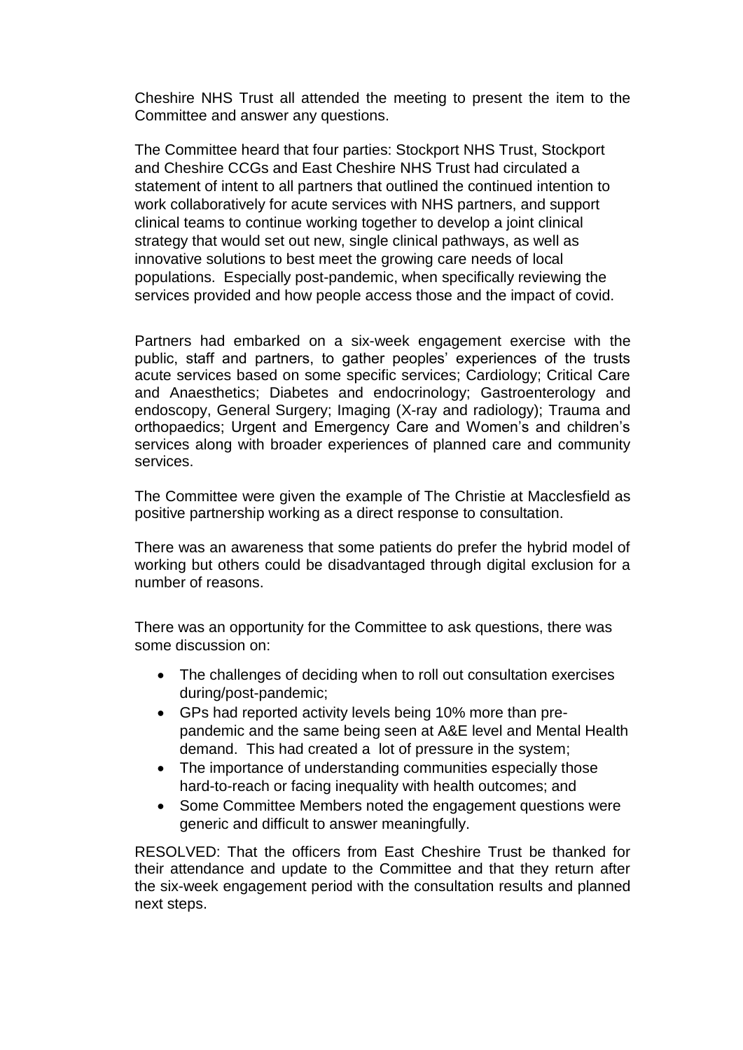Cheshire NHS Trust all attended the meeting to present the item to the Committee and answer any questions.

The Committee heard that four parties: Stockport NHS Trust, Stockport and Cheshire CCGs and East Cheshire NHS Trust had circulated a statement of intent to all partners that outlined the continued intention to work collaboratively for acute services with NHS partners, and support clinical teams to continue working together to develop a joint clinical strategy that would set out new, single clinical pathways, as well as innovative solutions to best meet the growing care needs of local populations. Especially post-pandemic, when specifically reviewing the services provided and how people access those and the impact of covid.

Partners had embarked on a six-week engagement exercise with the public, staff and partners, to gather peoples' experiences of the trusts acute services based on some specific services; Cardiology; Critical Care and Anaesthetics; Diabetes and endocrinology; Gastroenterology and endoscopy, General Surgery; Imaging (X-ray and radiology); Trauma and orthopaedics; Urgent and Emergency Care and Women's and children's services along with broader experiences of planned care and community services.

The Committee were given the example of The Christie at Macclesfield as positive partnership working as a direct response to consultation.

There was an awareness that some patients do prefer the hybrid model of working but others could be disadvantaged through digital exclusion for a number of reasons.

There was an opportunity for the Committee to ask questions, there was some discussion on:

- The challenges of deciding when to roll out consultation exercises during/post-pandemic;
- GPs had reported activity levels being 10% more than pre-pandemic and the same being seen at A&E level and Mental Health demand. This had created a lot of pressure in the system;
- The importance of understanding communities especially those hard-to-reach or facing inequality with health outcomes; and
- Some Committee Members noted the engagement questions were generic and difficult to answer meaningfully.

RESOLVED: That the officers from East Cheshire Trust be thanked for their attendance and update to the Committee and that they return after the six-week engagement period with the consultation results and planned next steps.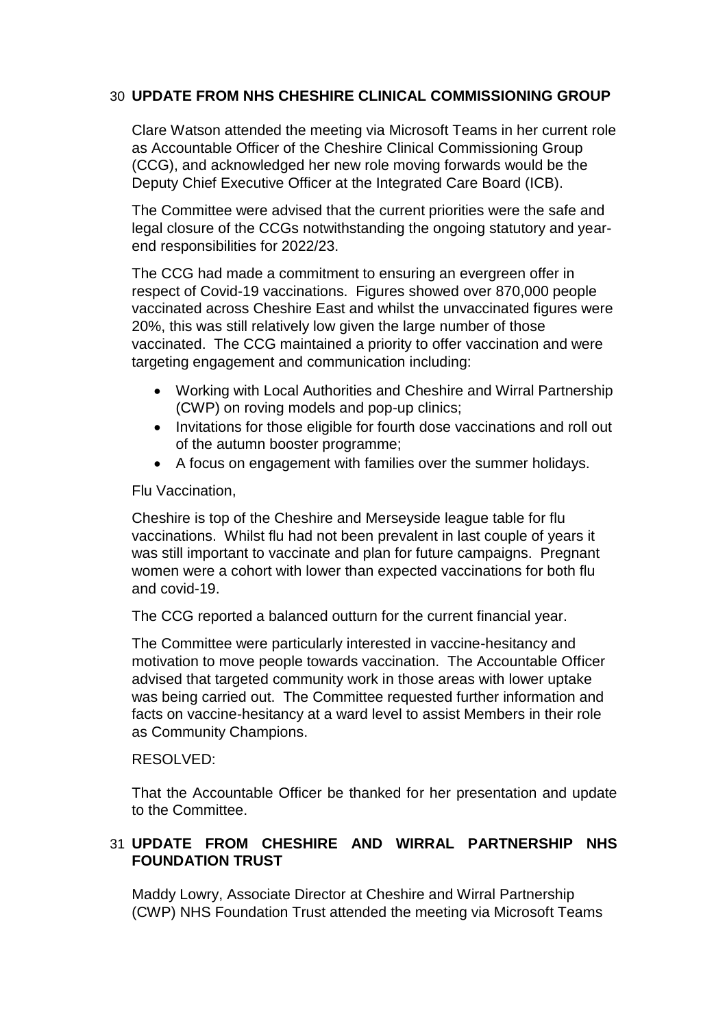## 30 UPDATE FROM NHS CHESHIRE CLINICAL COMMISSIONING GROUP

Clare Watson attended the meeting via Microsoft Teams in her current role as Accountable Officer of the Cheshire Clinical Commissioning Group (CCG), and acknowledged her new role moving forwards would be the Deputy Chief Executive Officer at the Integrated Care Board (ICB).

The Committee were advised that the current priorities were the safe and legal closure of the CCGs notwithstanding the ongoing statutory and year-end responsibilities for 2022/23.

The CCG had made a commitment to ensuring an evergreen offer in respect of Covid-19 vaccinations. Figures showed over 870,000 people vaccinated across Cheshire East and whilst the unvaccinated figures were 20%, this was still relatively low given the large number of those vaccinated. The CCG maintained a priority to offer vaccination and were targeting engagement and communication including:

- Working with Local Authorities and Cheshire and Wirral Partnership (CWP) on roving models and pop-up clinics;
- Invitations for those eligible for fourth dose vaccinations and roll out of the autumn booster programme;
- A focus on engagement with families over the summer holidays.

Flu Vaccination,

Cheshire is top of the Cheshire and Merseyside league table for flu vaccinations. Whilst flu had not been prevalent in last couple of years it was still important to vaccinate and plan for future campaigns. Pregnant women were a cohort with lower than expected vaccinations for both flu and covid-19.

The CCG reported a balanced outturn for the current financial year.

The Committee were particularly interested in vaccine-hesitancy and motivation to move people towards vaccination. The Accountable Officer advised that targeted community work in those areas with lower uptake was being carried out. The Committee requested further information and facts on vaccine-hesitancy at a ward level to assist Members in their role as Community Champions.

RESOLVED:

That the Accountable Officer be thanked for her presentation and update to the Committee.

## 31 UPDATE FROM CHESHIRE AND WIRRAL PARTNERSHIP NHS FOUNDATION TRUST

Maddy Lowry, Associate Director at Cheshire and Wirral Partnership (CWP) NHS Foundation Trust attended the meeting via Microsoft Teams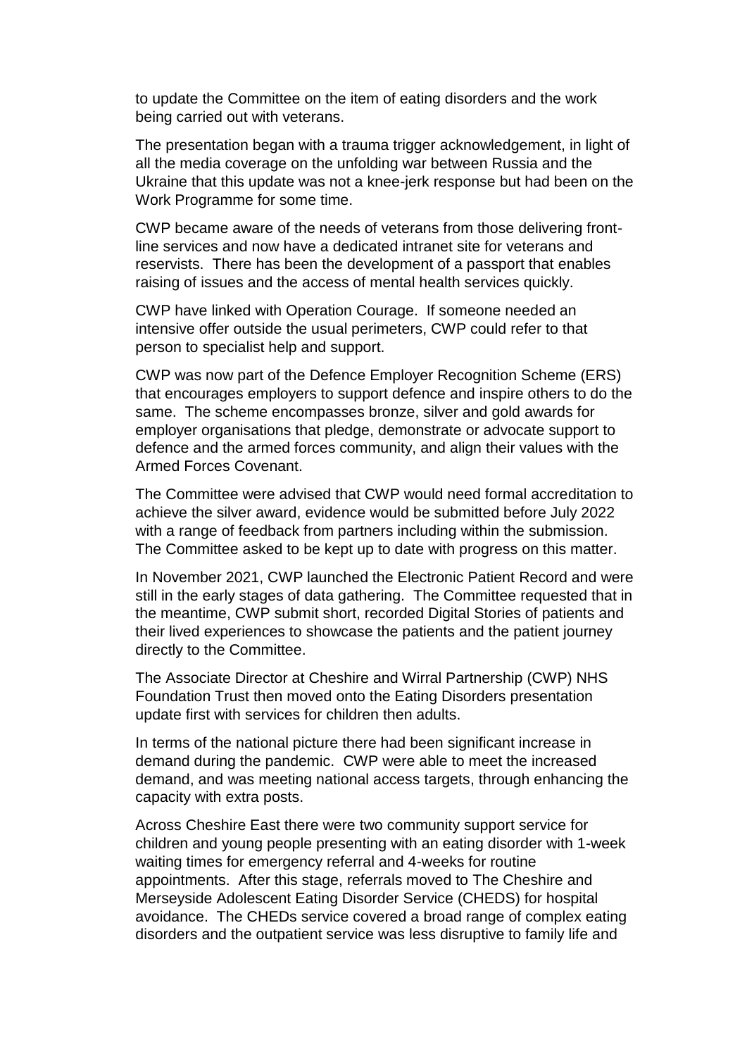to update the Committee on the item of eating disorders and the work being carried out with veterans.

The presentation began with a trauma trigger acknowledgement, in light of all the media coverage on the unfolding war between Russia and the Ukraine that this update was not a knee-jerk response but had been on the Work Programme for some time.

CWP became aware of the needs of veterans from those delivering front-line services and now have a dedicated intranet site for veterans and reservists. There has been the development of a passport that enables raising of issues and the access of mental health services quickly.

CWP have linked with Operation Courage. If someone needed an intensive offer outside the usual perimeters, CWP could refer to that person to specialist help and support.

CWP was now part of the Defence Employer Recognition Scheme (ERS) that encourages employers to support defence and inspire others to do the same. The scheme encompasses bronze, silver and gold awards for employer organisations that pledge, demonstrate or advocate support to defence and the armed forces community, and align their values with the Armed Forces Covenant.

The Committee were advised that CWP would need formal accreditation to achieve the silver award, evidence would be submitted before July 2022 with a range of feedback from partners including within the submission. The Committee asked to be kept up to date with progress on this matter.

In November 2021, CWP launched the Electronic Patient Record and were still in the early stages of data gathering. The Committee requested that in the meantime, CWP submit short, recorded Digital Stories of patients and their lived experiences to showcase the patients and the patient journey directly to the Committee.

The Associate Director at Cheshire and Wirral Partnership (CWP) NHS Foundation Trust then moved onto the Eating Disorders presentation update first with services for children then adults.

In terms of the national picture there had been significant increase in demand during the pandemic. CWP were able to meet the increased demand, and was meeting national access targets, through enhancing the capacity with extra posts.

Across Cheshire East there were two community support service for children and young people presenting with an eating disorder with 1-week waiting times for emergency referral and 4-weeks for routine appointments. After this stage, referrals moved to The Cheshire and Merseyside Adolescent Eating Disorder Service (CHEDS) for hospital avoidance. The CHEDs service covered a broad range of complex eating disorders and the outpatient service was less disruptive to family life and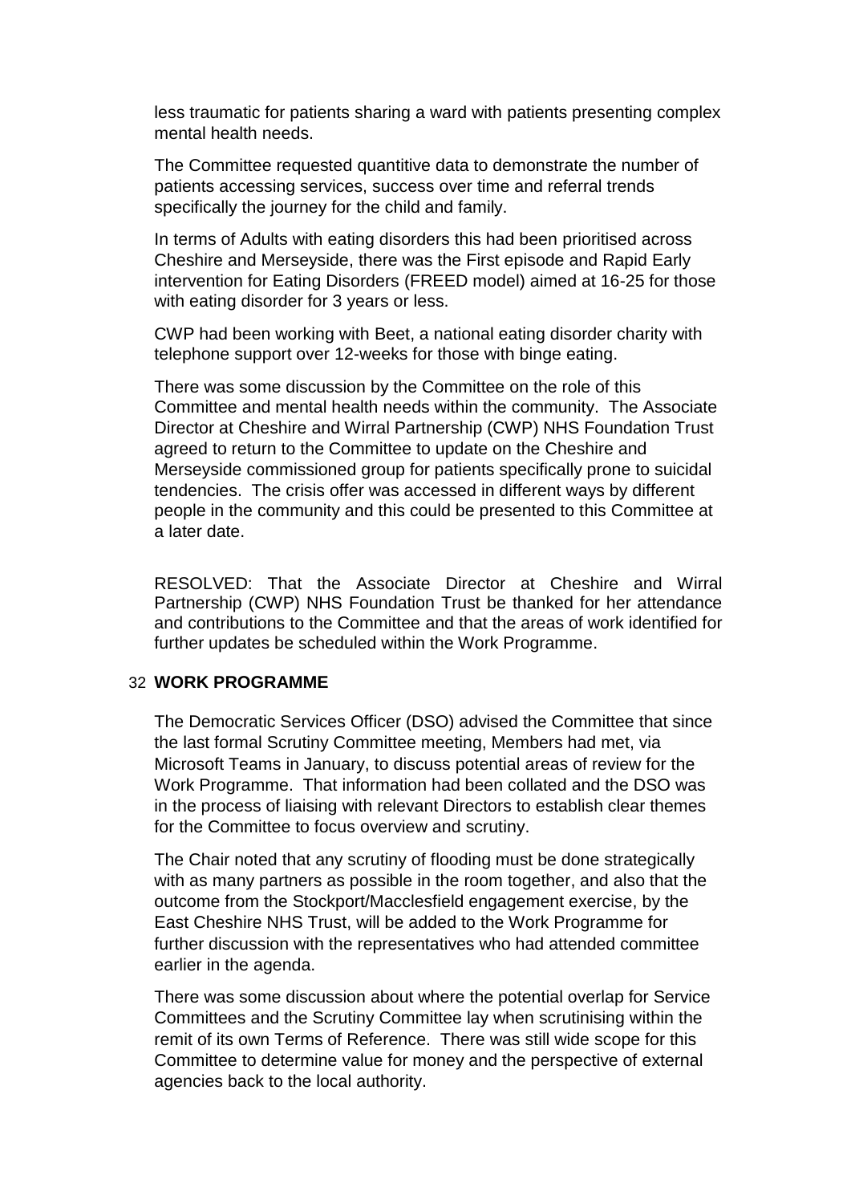less traumatic for patients sharing a ward with patients presenting complex mental health needs.

The Committee requested quantitive data to demonstrate the number of patients accessing services, success over time and referral trends specifically the journey for the child and family.

In terms of Adults with eating disorders this had been prioritised across Cheshire and Merseyside, there was the First episode and Rapid Early intervention for Eating Disorders (FREED model) aimed at 16-25 for those with eating disorder for 3 years or less.

CWP had been working with Beet, a national eating disorder charity with telephone support over 12-weeks for those with binge eating.

There was some discussion by the Committee on the role of this Committee and mental health needs within the community. The Associate Director at Cheshire and Wirral Partnership (CWP) NHS Foundation Trust agreed to return to the Committee to update on the Cheshire and Merseyside commissioned group for patients specifically prone to suicidal tendencies. The crisis offer was accessed in different ways by different people in the community and this could be presented to this Committee at a later date.

RESOLVED: That the Associate Director at Cheshire and Wirral Partnership (CWP) NHS Foundation Trust be thanked for her attendance and contributions to the Committee and that the areas of work identified for further updates be scheduled within the Work Programme.

## 32 WORK PROGRAMME

The Democratic Services Officer (DSO) advised the Committee that since the last formal Scrutiny Committee meeting, Members had met, via Microsoft Teams in January, to discuss potential areas of review for the Work Programme. That information had been collated and the DSO was in the process of liaising with relevant Directors to establish clear themes for the Committee to focus overview and scrutiny.

The Chair noted that any scrutiny of flooding must be done strategically with as many partners as possible in the room together, and also that the outcome from the Stockport/Macclesfield engagement exercise, by the East Cheshire NHS Trust, will be added to the Work Programme for further discussion with the representatives who had attended committee earlier in the agenda.

There was some discussion about where the potential overlap for Service Committees and the Scrutiny Committee lay when scrutinising within the remit of its own Terms of Reference. There was still wide scope for this Committee to determine value for money and the perspective of external agencies back to the local authority.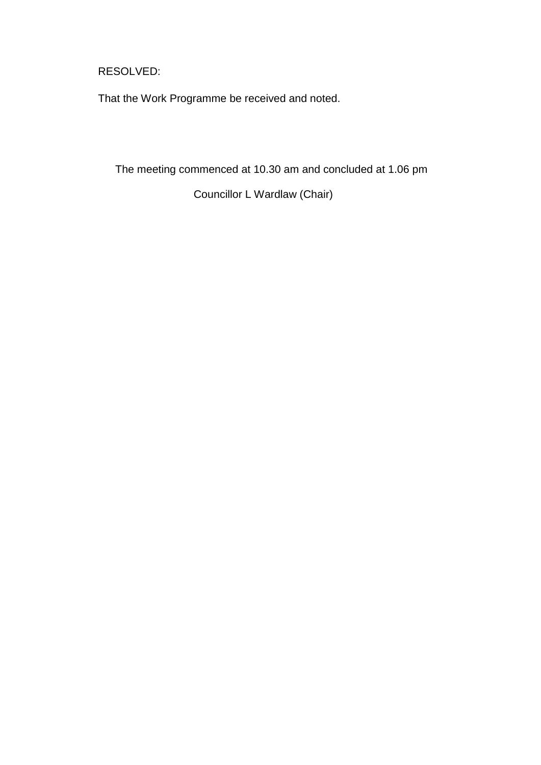RESOLVED:

That the Work Programme be received and noted.

The meeting commenced at 10.30 am and concluded at 1.06 pm

Councillor L Wardlaw (Chair)